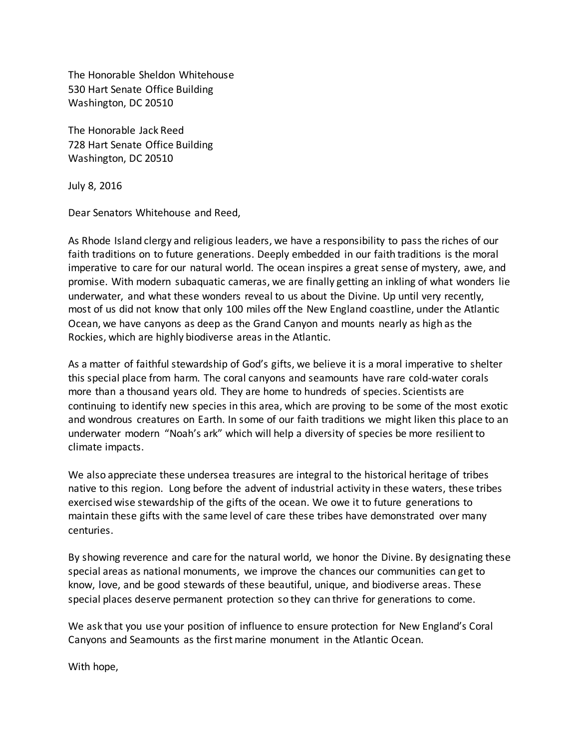The Honorable Sheldon Whitehouse
530 Hart Senate Office Building
Washington, DC 20510

The Honorable Jack Reed
728 Hart Senate Office Building
Washington, DC 20510

July 8, 2016

Dear Senators Whitehouse and Reed,

As Rhode Island clergy and religious leaders, we have a responsibility to pass the riches of our faith traditions on to future generations. Deeply embedded in our faith traditions is the moral imperative to care for our natural world. The ocean inspires a great sense of mystery, awe, and promise. With modern subaquatic cameras, we are finally getting an inkling of what wonders lie underwater, and what these wonders reveal to us about the Divine. Up until very recently, most of us did not know that only 100 miles off the New England coastline, under the Atlantic Ocean, we have canyons as deep as the Grand Canyon and mounts nearly as high as the Rockies, which are highly biodiverse areas in the Atlantic.

As a matter of faithful stewardship of God's gifts, we believe it is a moral imperative to shelter this special place from harm. The coral canyons and seamounts have rare cold-water corals more than a thousand years old. They are home to hundreds of species. Scientists are continuing to identify new species in this area, which are proving to be some of the most exotic and wondrous creatures on Earth. In some of our faith traditions we might liken this place to an underwater modern "Noah's ark" which will help a diversity of species be more resilient to climate impacts.

We also appreciate these undersea treasures are integral to the historical heritage of tribes native to this region. Long before the advent of industrial activity in these waters, these tribes exercised wise stewardship of the gifts of the ocean. We owe it to future generations to maintain these gifts with the same level of care these tribes have demonstrated over many centuries.

By showing reverence and care for the natural world, we honor the Divine. By designating these special areas as national monuments, we improve the chances our communities can get to know, love, and be good stewards of these beautiful, unique, and biodiverse areas. These special places deserve permanent protection so they can thrive for generations to come.

We ask that you use your position of influence to ensure protection for New England's Coral Canyons and Seamounts as the first marine monument in the Atlantic Ocean.

With hope,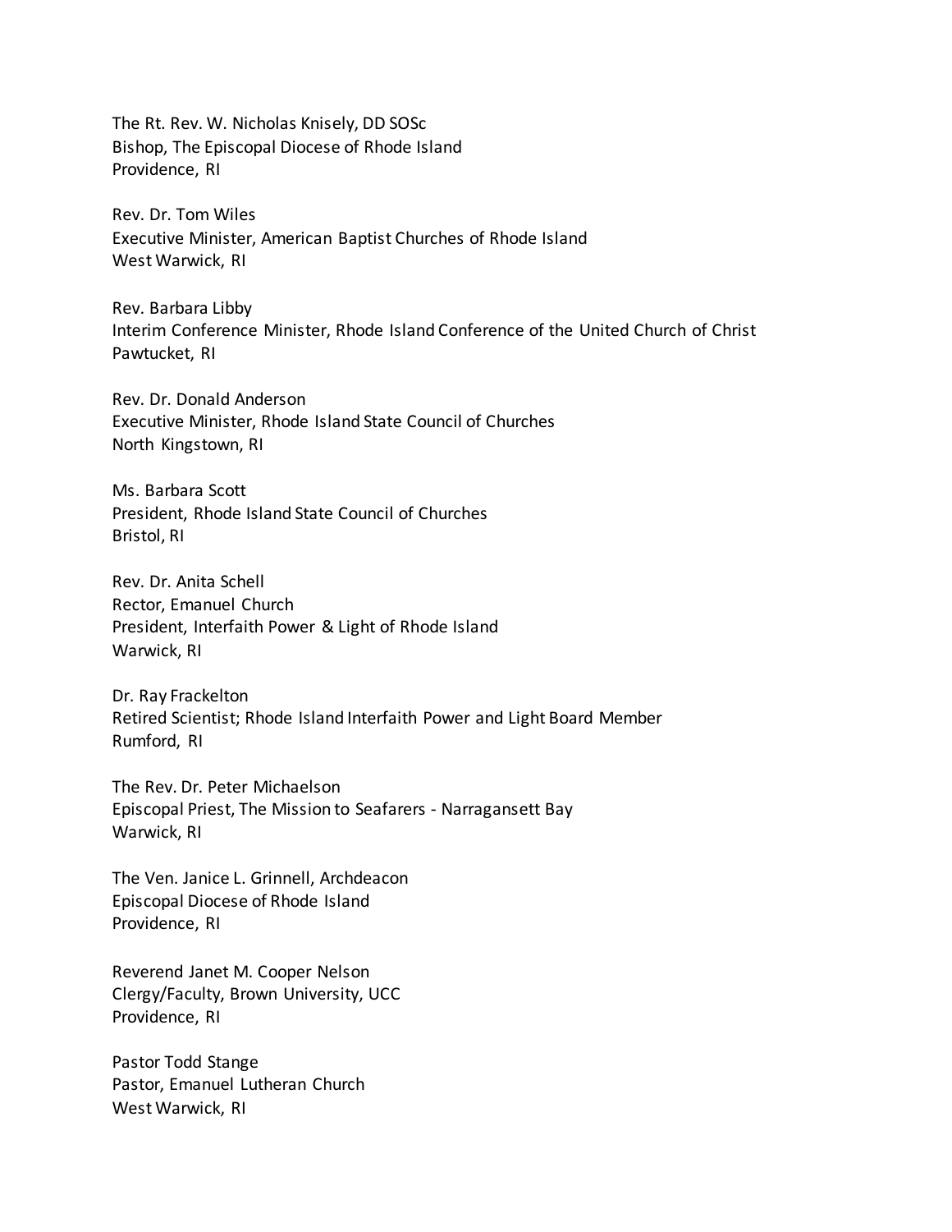The Rt. Rev. W. Nicholas Knisely, DD SOSc
Bishop, The Episcopal Diocese of Rhode Island
Providence, RI

Rev. Dr. Tom Wiles
Executive Minister, American Baptist Churches of Rhode Island
West Warwick, RI

Rev. Barbara Libby
Interim Conference Minister, Rhode Island Conference of the United Church of Christ
Pawtucket, RI

Rev. Dr. Donald Anderson
Executive Minister, Rhode Island State Council of Churches
North Kingstown, RI

Ms. Barbara Scott
President, Rhode Island State Council of Churches
Bristol, RI

Rev. Dr. Anita Schell
Rector, Emanuel Church
President, Interfaith Power & Light of Rhode Island
Warwick, RI

Dr. Ray Frackelton
Retired Scientist; Rhode Island Interfaith Power and Light Board Member
Rumford, RI

The Rev. Dr. Peter Michaelson
Episcopal Priest, The Mission to Seafarers - Narragansett Bay
Warwick, RI

The Ven. Janice L. Grinnell, Archdeacon
Episcopal Diocese of Rhode Island
Providence, RI

Reverend Janet M. Cooper Nelson
Clergy/Faculty, Brown University, UCC
Providence, RI

Pastor Todd Stange
Pastor, Emanuel Lutheran Church
West Warwick, RI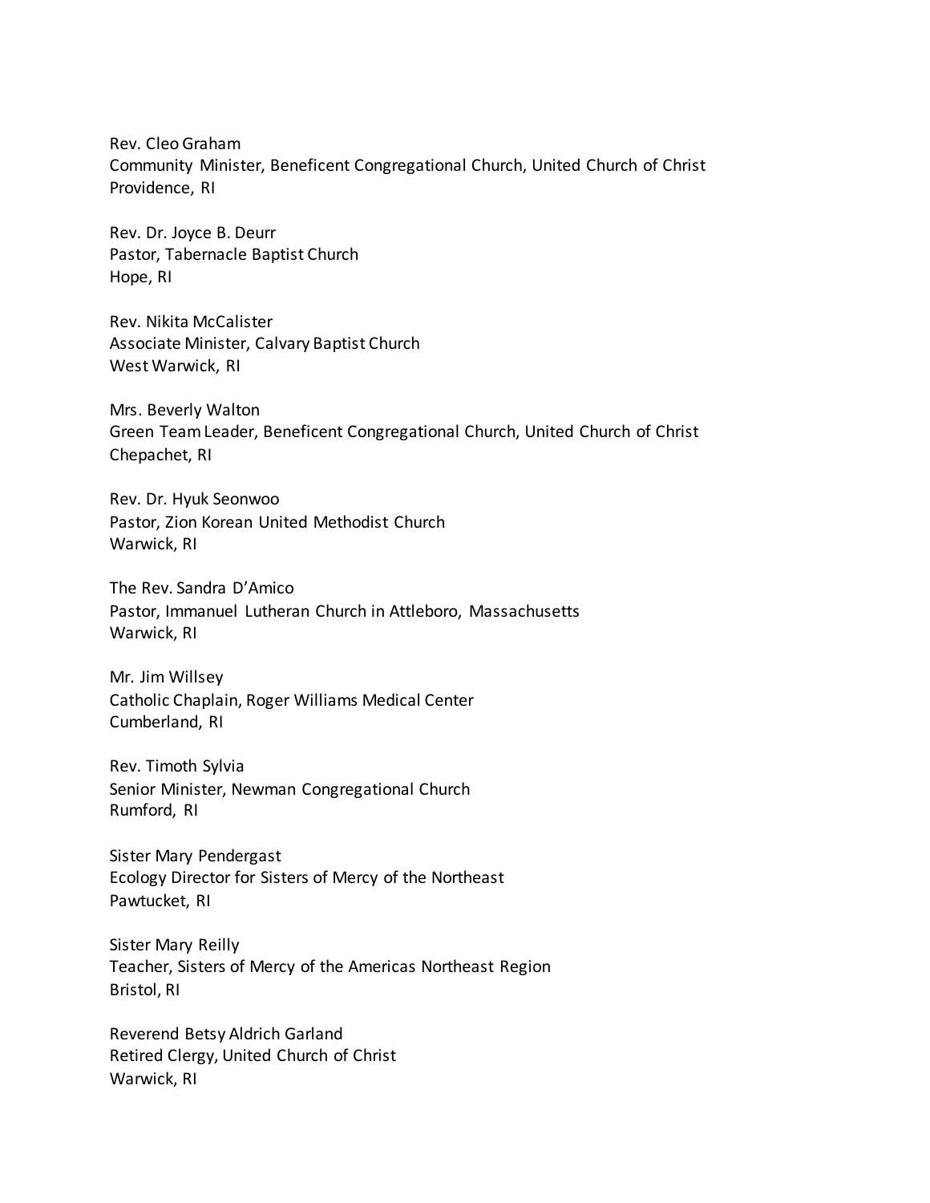Rev. Cleo Graham
Community Minister, Beneficent Congregational Church, United Church of Christ
Providence, RI

Rev. Dr. Joyce B. Deurr
Pastor, Tabernacle Baptist Church
Hope, RI

Rev. Nikita McCalister
Associate Minister, Calvary Baptist Church
West Warwick, RI

Mrs. Beverly Walton
Green Team Leader, Beneficent Congregational Church, United Church of Christ
Chepachet, RI

Rev. Dr. Hyuk Seonwoo
Pastor, Zion Korean United Methodist Church
Warwick, RI

The Rev. Sandra D'Amico
Pastor, Immanuel Lutheran Church in Attleboro, Massachusetts
Warwick, RI

Mr. Jim Willsey
Catholic Chaplain, Roger Williams Medical Center
Cumberland, RI

Rev. Timoth Sylvia
Senior Minister, Newman Congregational Church
Rumford, RI

Sister Mary Pendergast
Ecology Director for Sisters of Mercy of the Northeast
Pawtucket, RI

Sister Mary Reilly
Teacher, Sisters of Mercy of the Americas Northeast Region
Bristol, RI

Reverend Betsy Aldrich Garland
Retired Clergy, United Church of Christ
Warwick, RI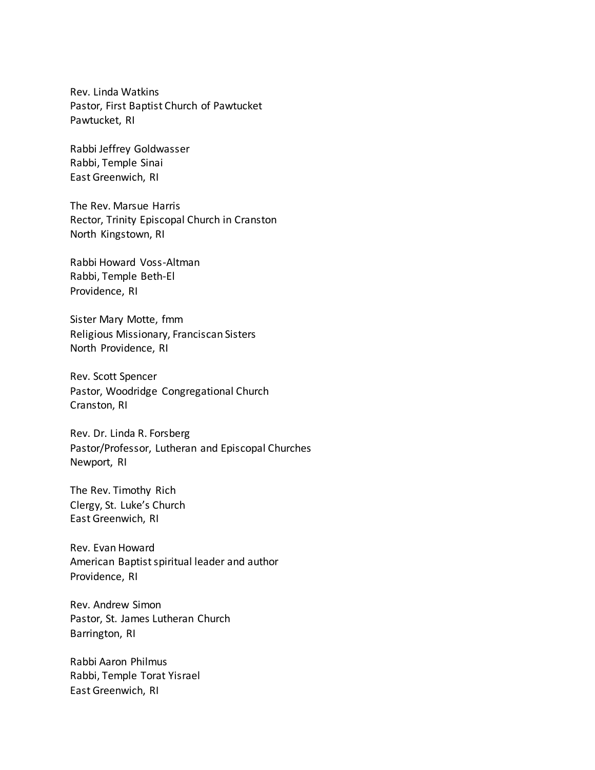Rev. Linda Watkins
Pastor, First Baptist Church of Pawtucket
Pawtucket, RI

Rabbi Jeffrey Goldwasser
Rabbi, Temple Sinai
East Greenwich, RI

The Rev. Marsue Harris
Rector, Trinity Episcopal Church in Cranston
North Kingstown, RI

Rabbi Howard Voss-Altman
Rabbi, Temple Beth-El
Providence, RI

Sister Mary Motte, fmm
Religious Missionary, Franciscan Sisters
North Providence, RI

Rev. Scott Spencer
Pastor, Woodridge Congregational Church
Cranston, RI

Rev. Dr. Linda R. Forsberg
Pastor/Professor, Lutheran and Episcopal Churches
Newport, RI

The Rev. Timothy Rich
Clergy, St. Luke's Church
East Greenwich, RI

Rev. Evan Howard
American Baptist spiritual leader and author
Providence, RI

Rev. Andrew Simon
Pastor, St. James Lutheran Church
Barrington, RI

Rabbi Aaron Philmus
Rabbi, Temple Torat Yisrael
East Greenwich, RI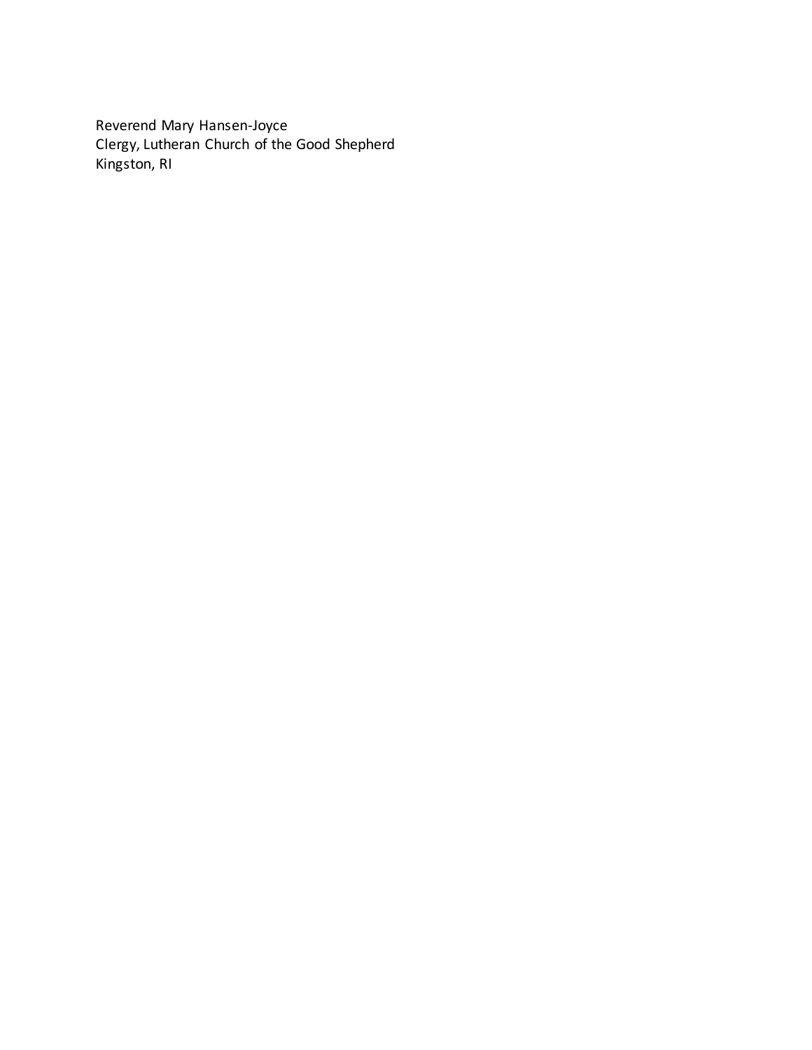Reverend Mary Hansen-Joyce
Clergy, Lutheran Church of the Good Shepherd
Kingston, RI